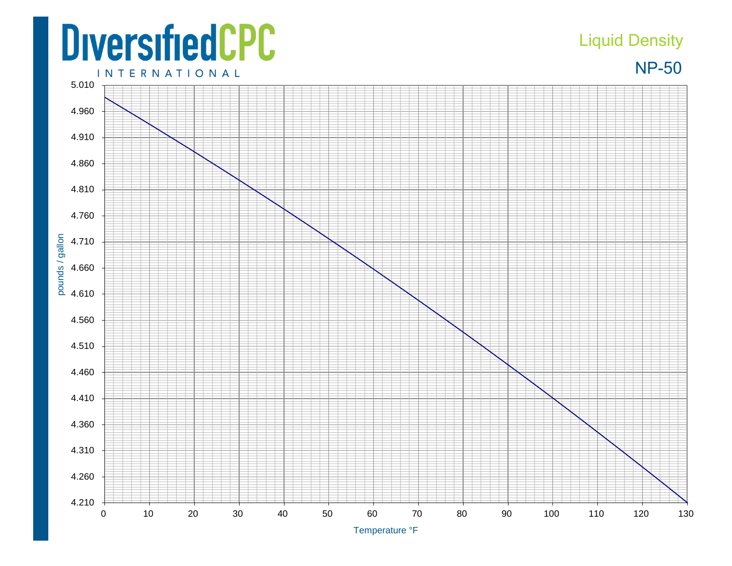# Liquid Density

## NP-50

pounds / gallon

4.210, 4.260, 4.310, 4.360, 4.410, 4.460, 4.510, 4.560, 4.610, 4.660, 4.710, 4.760, 4.810, 4.860, 4.910, 4.960, 5.010

Temperature °F

0, 10, 20, 30, 40, 50, 60, 70, 80, 90, 100, 110, 120, 130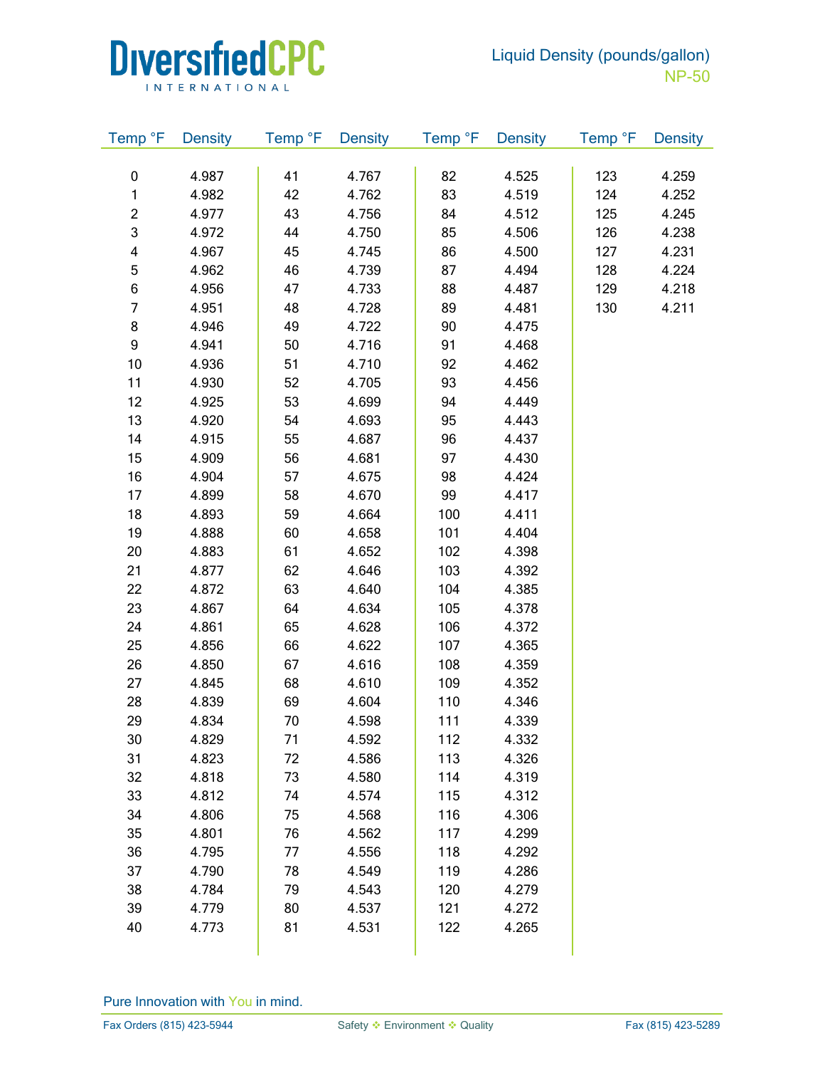# DiversifiedCPC
INTERNATIONAL

## Liquid Density (pounds/gallon)
## NP-50

| Temp °F | Density | Temp °F | Density | Temp °F | Density | Temp °F | Density |
|---|---|---|---|---|---|---|---|
| 0 | 4.987 | 41 | 4.767 | 82 | 4.525 | 123 | 4.259 |
| 1 | 4.982 | 42 | 4.762 | 83 | 4.519 | 124 | 4.252 |
| 2 | 4.977 | 43 | 4.756 | 84 | 4.512 | 125 | 4.245 |
| 3 | 4.972 | 44 | 4.750 | 85 | 4.506 | 126 | 4.238 |
| 4 | 4.967 | 45 | 4.745 | 86 | 4.500 | 127 | 4.231 |
| 5 | 4.962 | 46 | 4.739 | 87 | 4.494 | 128 | 4.224 |
| 6 | 4.956 | 47 | 4.733 | 88 | 4.487 | 129 | 4.218 |
| 7 | 4.951 | 48 | 4.728 | 89 | 4.481 | 130 | 4.211 |
| 8 | 4.946 | 49 | 4.722 | 90 | 4.475 | | |
| 9 | 4.941 | 50 | 4.716 | 91 | 4.468 | | |
| 10 | 4.936 | 51 | 4.710 | 92 | 4.462 | | |
| 11 | 4.930 | 52 | 4.705 | 93 | 4.456 | | |
| 12 | 4.925 | 53 | 4.699 | 94 | 4.449 | | |
| 13 | 4.920 | 54 | 4.693 | 95 | 4.443 | | |
| 14 | 4.915 | 55 | 4.687 | 96 | 4.437 | | |
| 15 | 4.909 | 56 | 4.681 | 97 | 4.430 | | |
| 16 | 4.904 | 57 | 4.675 | 98 | 4.424 | | |
| 17 | 4.899 | 58 | 4.670 | 99 | 4.417 | | |
| 18 | 4.893 | 59 | 4.664 | 100 | 4.411 | | |
| 19 | 4.888 | 60 | 4.658 | 101 | 4.404 | | |
| 20 | 4.883 | 61 | 4.652 | 102 | 4.398 | | |
| 21 | 4.877 | 62 | 4.646 | 103 | 4.392 | | |
| 22 | 4.872 | 63 | 4.640 | 104 | 4.385 | | |
| 23 | 4.867 | 64 | 4.634 | 105 | 4.378 | | |
| 24 | 4.861 | 65 | 4.628 | 106 | 4.372 | | |
| 25 | 4.856 | 66 | 4.622 | 107 | 4.365 | | |
| 26 | 4.850 | 67 | 4.616 | 108 | 4.359 | | |
| 27 | 4.845 | 68 | 4.610 | 109 | 4.352 | | |
| 28 | 4.839 | 69 | 4.604 | 110 | 4.346 | | |
| 29 | 4.834 | 70 | 4.598 | 111 | 4.339 | | |
| 30 | 4.829 | 71 | 4.592 | 112 | 4.332 | | |
| 31 | 4.823 | 72 | 4.586 | 113 | 4.326 | | |
| 32 | 4.818 | 73 | 4.580 | 114 | 4.319 | | |
| 33 | 4.812 | 74 | 4.574 | 115 | 4.312 | | |
| 34 | 4.806 | 75 | 4.568 | 116 | 4.306 | | |
| 35 | 4.801 | 76 | 4.562 | 117 | 4.299 | | |
| 36 | 4.795 | 77 | 4.556 | 118 | 4.292 | | |
| 37 | 4.790 | 78 | 4.549 | 119 | 4.286 | | |
| 38 | 4.784 | 79 | 4.543 | 120 | 4.279 | | |
| 39 | 4.779 | 80 | 4.537 | 121 | 4.272 | | |
| 40 | 4.773 | 81 | 4.531 | 122 | 4.265 | | |

Pure Innovation with You in mind.

Fax Orders (815) 423-5944 Safety ❖ Environment ❖ Quality Fax (815) 423-5289